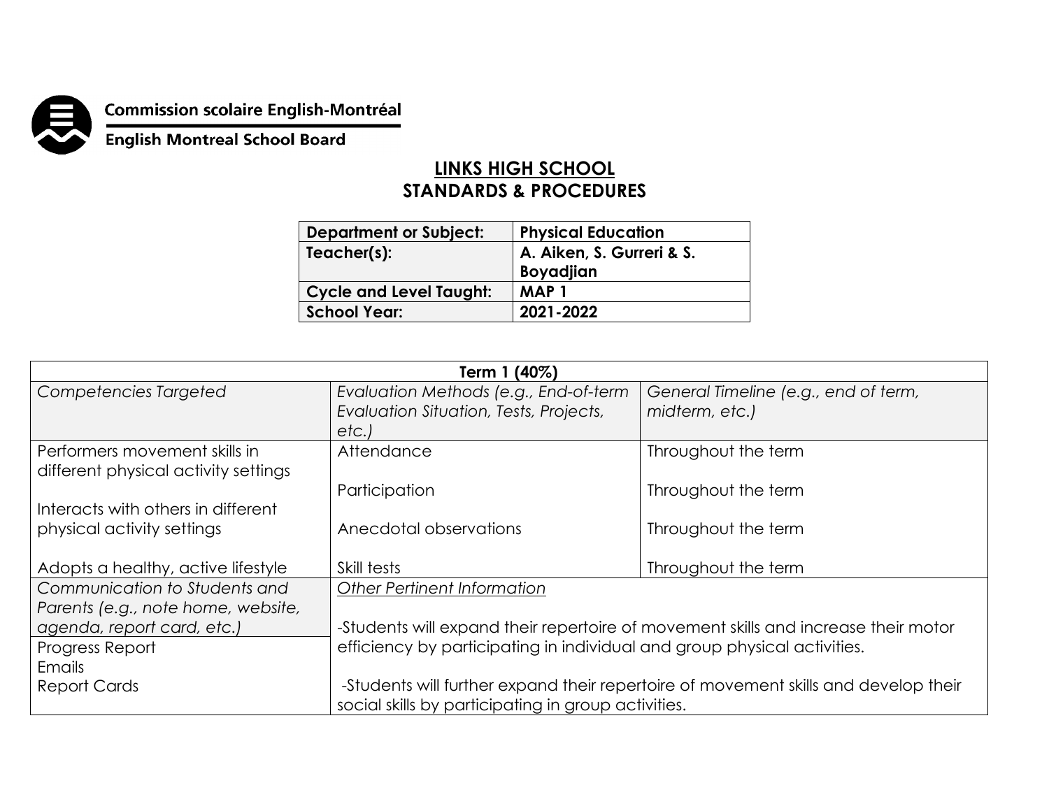Commission scolaire English-Montréal

English Montreal School Board

# LINKS HIGH SCHOOL
# STANDARDS & PROCEDURES

| Department or Subject: | Physical Education |
|---|---|
| Teacher(s): | A. Aiken, S. Gurreri & S. Boyadjian |
| Cycle and Level Taught: | MAP 1 |
| School Year: | 2021-2022 |

| Term 1 (40%) | | |
|---|---|---|
| *Competencies Targeted* | *Evaluation Methods (e.g., End-of-term Evaluation Situation, Tests, Projects, etc.)* | *General Timeline (e.g., end of term, midterm, etc.)* |
| Performers movement skills in different physical activity settings<br><br>Interacts with others in different physical activity settings<br><br>Adopts a healthy, active lifestyle | Attendance<br><br>Participation<br><br>Anecdotal observations<br><br>Skill tests | Throughout the term<br><br>Throughout the term<br><br>Throughout the term<br><br>Throughout the term |
| *Communication to Students and Parents (e.g., note home, website, agenda, report card, etc.)* | *Other Pertinent Information* | |
| Progress Report<br>Emails<br>Report Cards | -Students will expand their repertoire of movement skills and increase their motor efficiency by participating in individual and group physical activities.<br><br>-Students will further expand their repertoire of movement skills and develop their social skills by participating in group activities. | |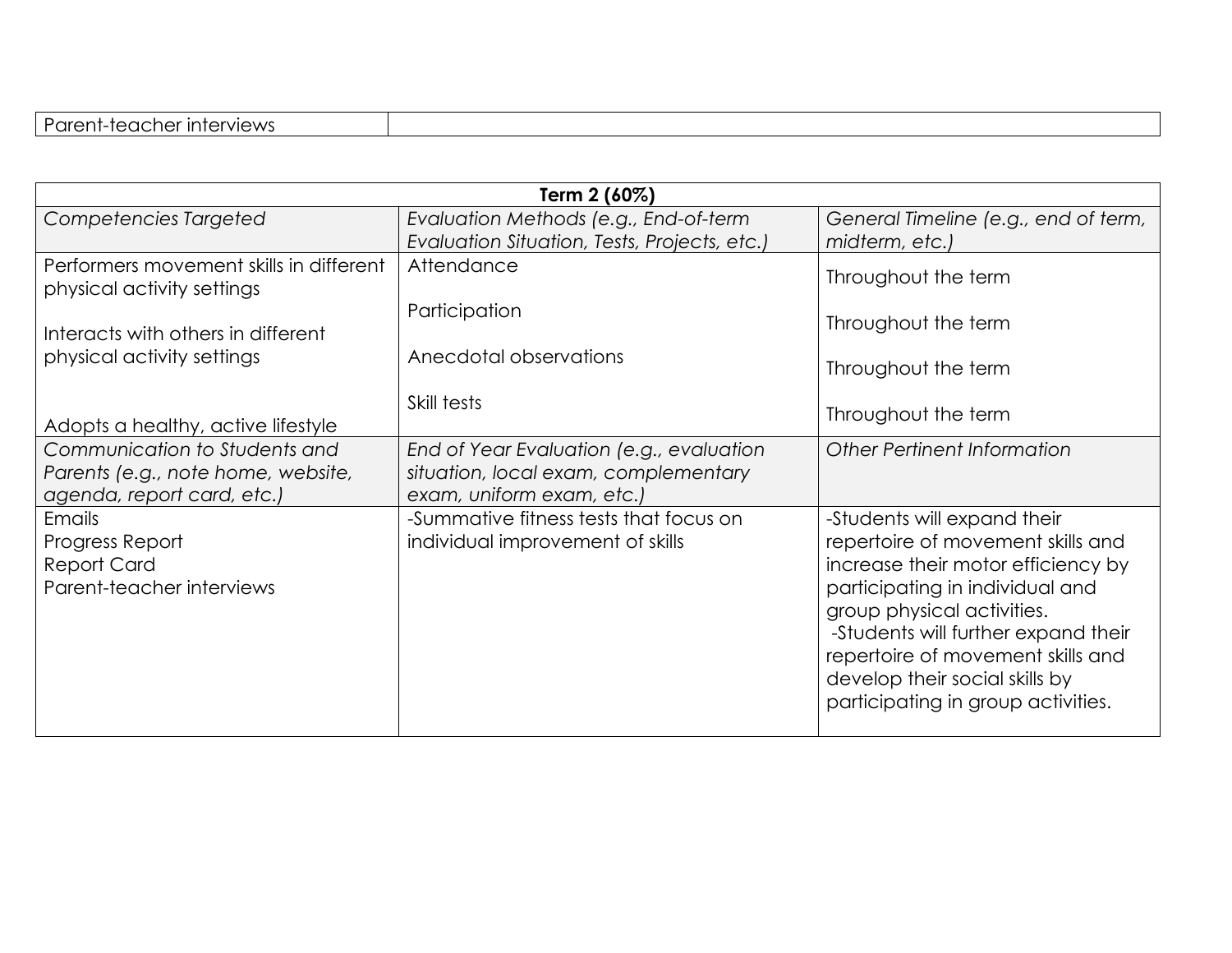| | |
|---|---|
| Parent-teacher interviews | |

| Term 2 (60%) | | |
|---|---|---|
| *Competencies Targeted* | *Evaluation Methods (e.g., End-of-term Evaluation Situation, Tests, Projects, etc.)* | *General Timeline (e.g., end of term, midterm, etc.)* |
| Performers movement skills in different physical activity settings<br><br>Interacts with others in different physical activity settings<br><br>Adopts a healthy, active lifestyle | Attendance<br><br>Participation<br><br>Anecdotal observations<br><br>Skill tests | Throughout the term<br><br>Throughout the term<br><br>Throughout the term<br><br>Throughout the term |
| *Communication to Students and Parents (e.g., note home, website, agenda, report card, etc.)* | *End of Year Evaluation (e.g., evaluation situation, local exam, complementary exam, uniform exam, etc.)* | *Other Pertinent Information* |
| Emails<br>Progress Report<br>Report Card<br>Parent-teacher interviews | -Summative fitness tests that focus on individual improvement of skills | -Students will expand their repertoire of movement skills and increase their motor efficiency by participating in individual and group physical activities.<br>-Students will further expand their repertoire of movement skills and develop their social skills by participating in group activities. |